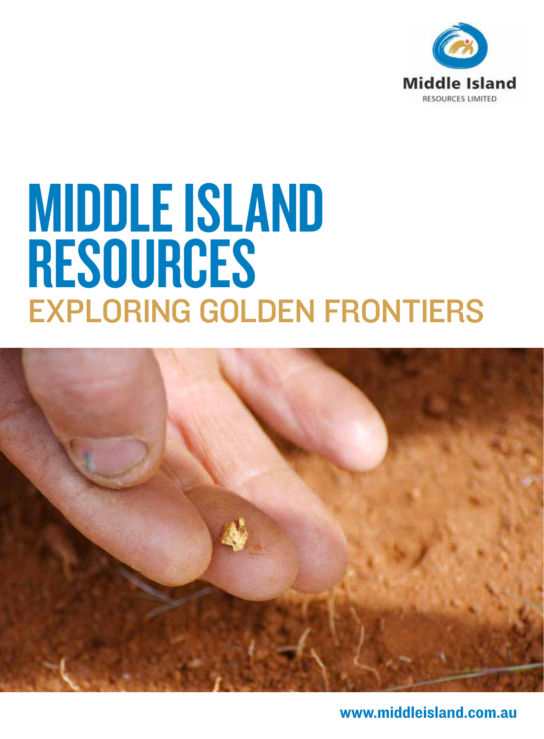Middle Island

RESOURCES LIMITED

# MIDDLE ISLAND RESOURCES

## EXPLORING GOLDEN FRONTIERS

www.middleisland.com.au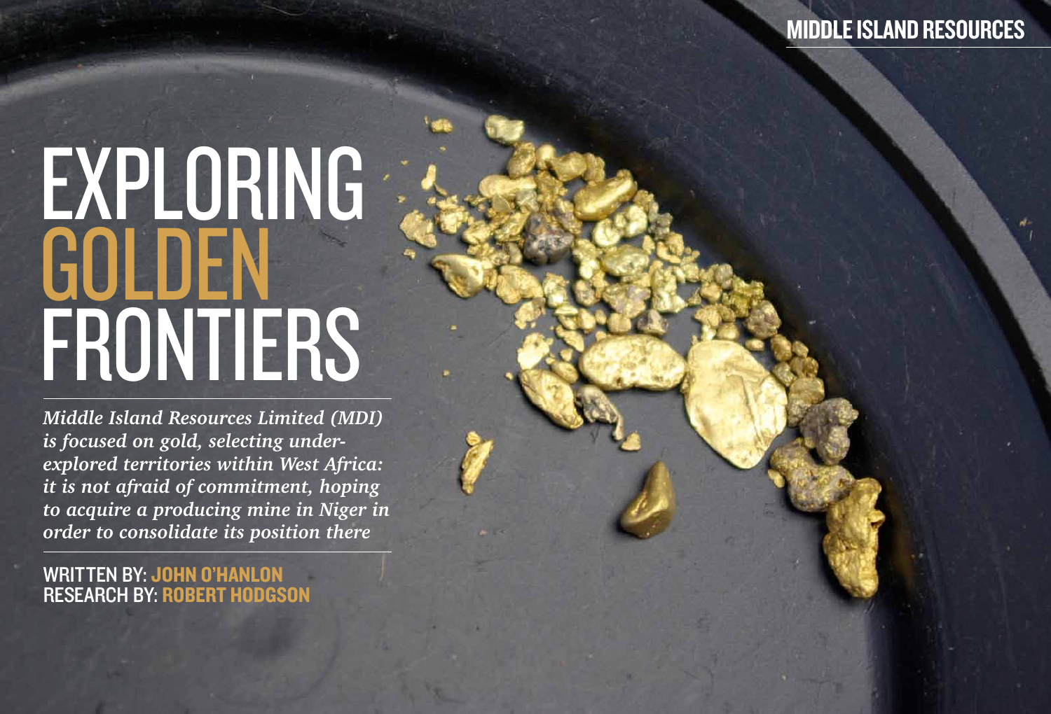# EXPLORING GOLDEN FRONTIERS

***Middle Island Resources Limited (MDI) is focused on gold, selecting under-explored territories within West Africa: it is not afraid of commitment, hoping to acquire a producing mine in Niger in order to consolidate its position there***

WRITTEN BY: **JOHN O'HANLON**
RESEARCH BY: **ROBERT HODGSON**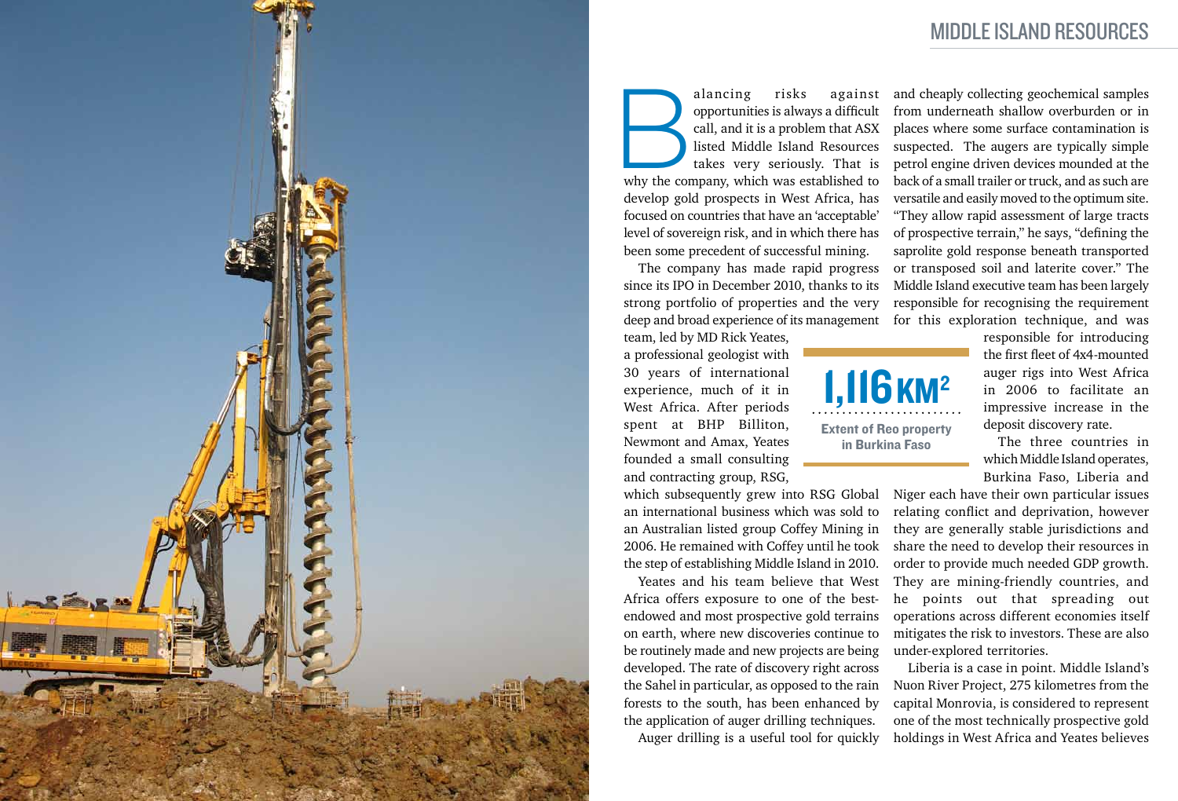Balancing risks against opportunities is always a difficult call, and it is a problem that ASX listed Middle Island Resources takes very seriously. That is why the company, which was established to develop gold prospects in West Africa, has focused on countries that have an 'acceptable' level of sovereign risk, and in which there has been some precedent of successful mining.

The company has made rapid progress since its IPO in December 2010, thanks to its strong portfolio of properties and the very deep and broad experience of its management team, led by MD Rick Yeates, a professional geologist with 30 years of international experience, much of it in West Africa. After periods spent at BHP Billiton, Newmont and Amax, Yeates founded a small consulting and contracting group, RSG, which subsequently grew into RSG Global an international business which was sold to an Australian listed group Coffey Mining in 2006. He remained with Coffey until he took the step of establishing Middle Island in 2010.

Yeates and his team believe that West Africa offers exposure to one of the best-endowed and most prospective gold terrains on earth, where new discoveries continue to be routinely made and new projects are being developed. The rate of discovery right across the Sahel in particular, as opposed to the rain forests to the south, has been enhanced by the application of auger drilling techniques.

Auger drilling is a useful tool for quickly and cheaply collecting geochemical samples from underneath shallow overburden or in places where some surface contamination is suspected. The augers are typically simple petrol engine driven devices mounded at the back of a small trailer or truck, and as such are versatile and easily moved to the optimum site. "They allow rapid assessment of large tracts of prospective terrain," he says, "defining the saprolite gold response beneath transported or transposed soil and laterite cover." The Middle Island executive team has been largely responsible for recognising the requirement for this exploration technique, and was responsible for introducing the first fleet of 4x4-mounted auger rigs into West Africa in 2006 to facilitate an impressive increase in the deposit discovery rate.

**1,116 KM²**

**Extent of Reo property in Burkina Faso**

The three countries in which Middle Island operates, Burkina Faso, Liberia and Niger each have their own particular issues relating conflict and deprivation, however they are generally stable jurisdictions and share the need to develop their resources in order to provide much needed GDP growth. They are mining-friendly countries, and he points out that spreading out operations across different economies itself mitigates the risk to investors. These are also under-explored territories.

Liberia is a case in point. Middle Island's Nuon River Project, 275 kilometres from the capital Monrovia, is considered to represent one of the most technically prospective gold holdings in West Africa and Yeates believes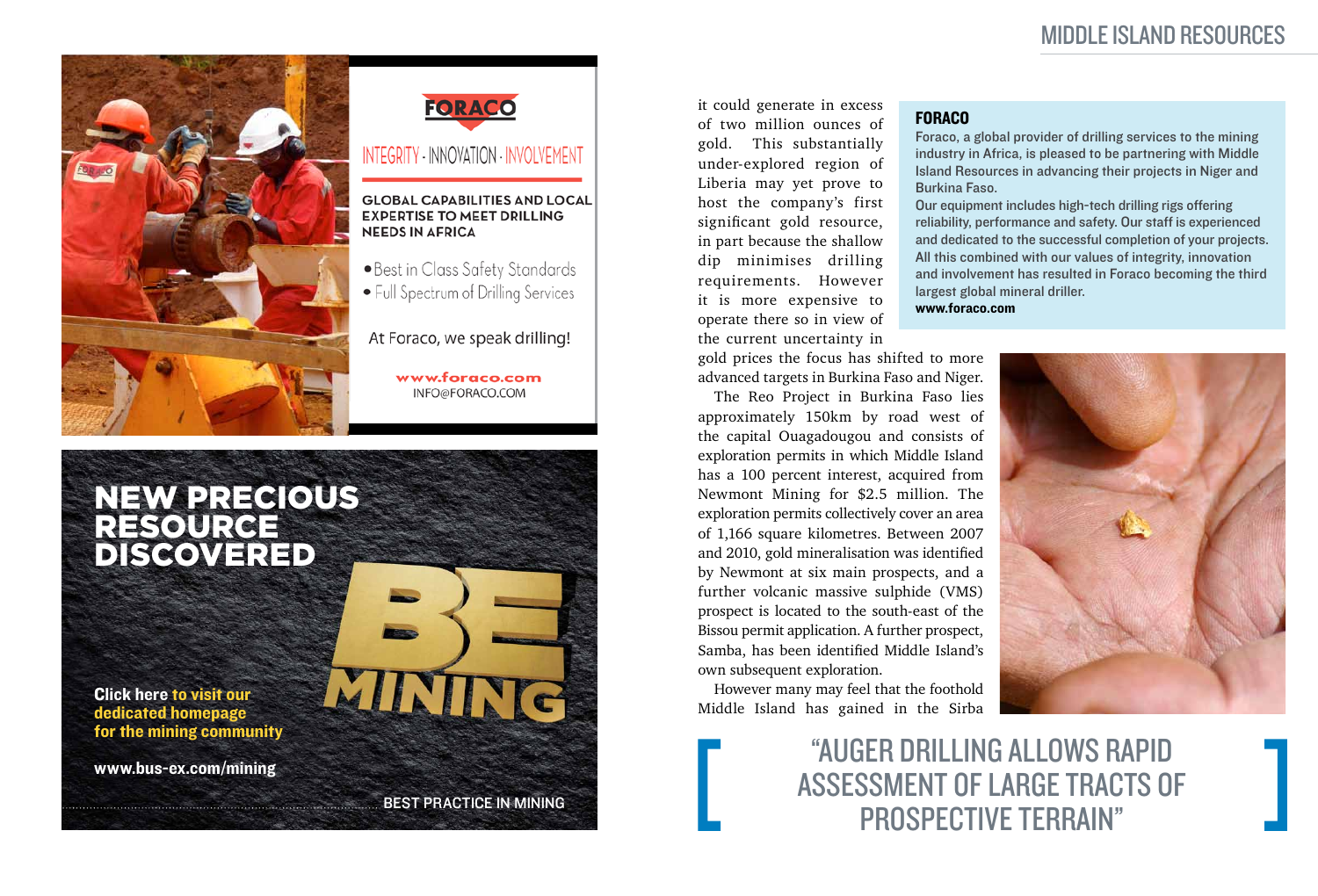FORACO

INTEGRITY · INNOVATION · INVOLVEMENT

GLOBAL CAPABILITIES AND LOCAL EXPERTISE TO MEET DRILLING NEEDS IN AFRICA

- Best in Class Safety Standards
- Full Spectrum of Drilling Services

At Foraco, we speak drilling!

www.foraco.com
INFO@FORACO.COM

NEW PRECIOUS RESOURCE DISCOVERED

BE MINING

**Click here** to visit our dedicated homepage for the mining community

www.bus-ex.com/mining

BEST PRACTICE IN MINING

it could generate in excess of two million ounces of gold. This substantially under-explored region of Liberia may yet prove to host the company's first significant gold resource, in part because the shallow dip minimises drilling requirements. However it is more expensive to operate there so in view of the current uncertainty in gold prices the focus has shifted to more advanced targets in Burkina Faso and Niger.

The Reo Project in Burkina Faso lies approximately 150km by road west of the capital Ouagadougou and consists of exploration permits in which Middle Island has a 100 percent interest, acquired from Newmont Mining for $2.5 million. The exploration permits collectively cover an area of 1,166 square kilometres. Between 2007 and 2010, gold mineralisation was identified by Newmont at six main prospects, and a further volcanic massive sulphide (VMS) prospect is located to the south-east of the Bissou permit application. A further prospect, Samba, has been identified Middle Island's own subsequent exploration.

However many may feel that the foothold Middle Island has gained in the Sirba

## FORACO

Foraco, a global provider of drilling services to the mining industry in Africa, is pleased to be partnering with Middle Island Resources in advancing their projects in Niger and Burkina Faso.

Our equipment includes high-tech drilling rigs offering reliability, performance and safety. Our staff is experienced and dedicated to the successful completion of your projects. All this combined with our values of integrity, innovation and involvement has resulted in Foraco becoming the third largest global mineral driller.

**www.foraco.com**

"AUGER DRILLING ALLOWS RAPID ASSESSMENT OF LARGE TRACTS OF PROSPECTIVE TERRAIN"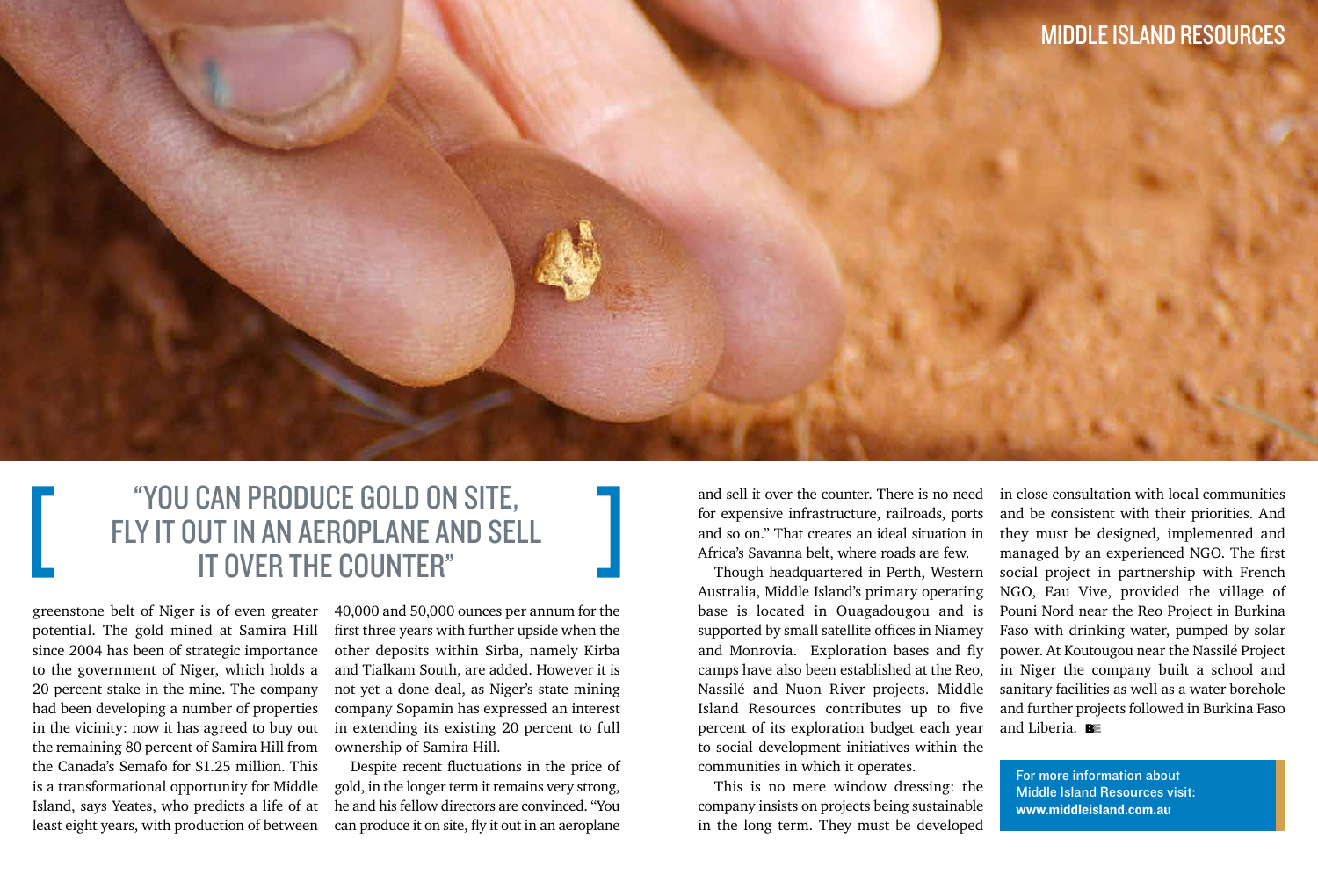## "YOU CAN PRODUCE GOLD ON SITE, FLY IT OUT IN AN AEROPLANE AND SELL IT OVER THE COUNTER"

greenstone belt of Niger is of even greater potential. The gold mined at Samira Hill since 2004 has been of strategic importance to the government of Niger, which holds a 20 percent stake in the mine. The company had been developing a number of properties in the vicinity: now it has agreed to buy out the remaining 80 percent of Samira Hill from the Canada's Semafo for $1.25 million. This is a transformational opportunity for Middle Island, says Yeates, who predicts a life of at least eight years, with production of between 40,000 and 50,000 ounces per annum for the first three years with further upside when the other deposits within Sirba, namely Kirba and Tialkam South, are added. However it is not yet a done deal, as Niger's state mining company Sopamin has expressed an interest in extending its existing 20 percent to full ownership of Samira Hill.

Despite recent fluctuations in the price of gold, in the longer term it remains very strong, he and his fellow directors are convinced. "You can produce it on site, fly it out in an aeroplane and sell it over the counter. There is no need for expensive infrastructure, railroads, ports and so on." That creates an ideal situation in Africa's Savanna belt, where roads are few.

Though headquartered in Perth, Western Australia, Middle Island's primary operating base is located in Ouagadougou and is supported by small satellite offices in Niamey and Monrovia. Exploration bases and fly camps have also been established at the Reo, Nassilé and Nuon River projects. Middle Island Resources contributes up to five percent of its exploration budget each year to social development initiatives within the communities in which it operates.

This is no mere window dressing: the company insists on projects being sustainable in the long term. They must be developed in close consultation with local communities and be consistent with their priorities. And they must be designed, implemented and managed by an experienced NGO. The first social project in partnership with French NGO, Eau Vive, provided the village of Pouni Nord near the Reo Project in Burkina Faso with drinking water, pumped by solar power. At Koutougou near the Nassilé Project in Niger the company built a school and sanitary facilities as well as a water borehole and further projects followed in Burkina Faso and Liberia.

**For more information about Middle Island Resources visit: www.middleisland.com.au**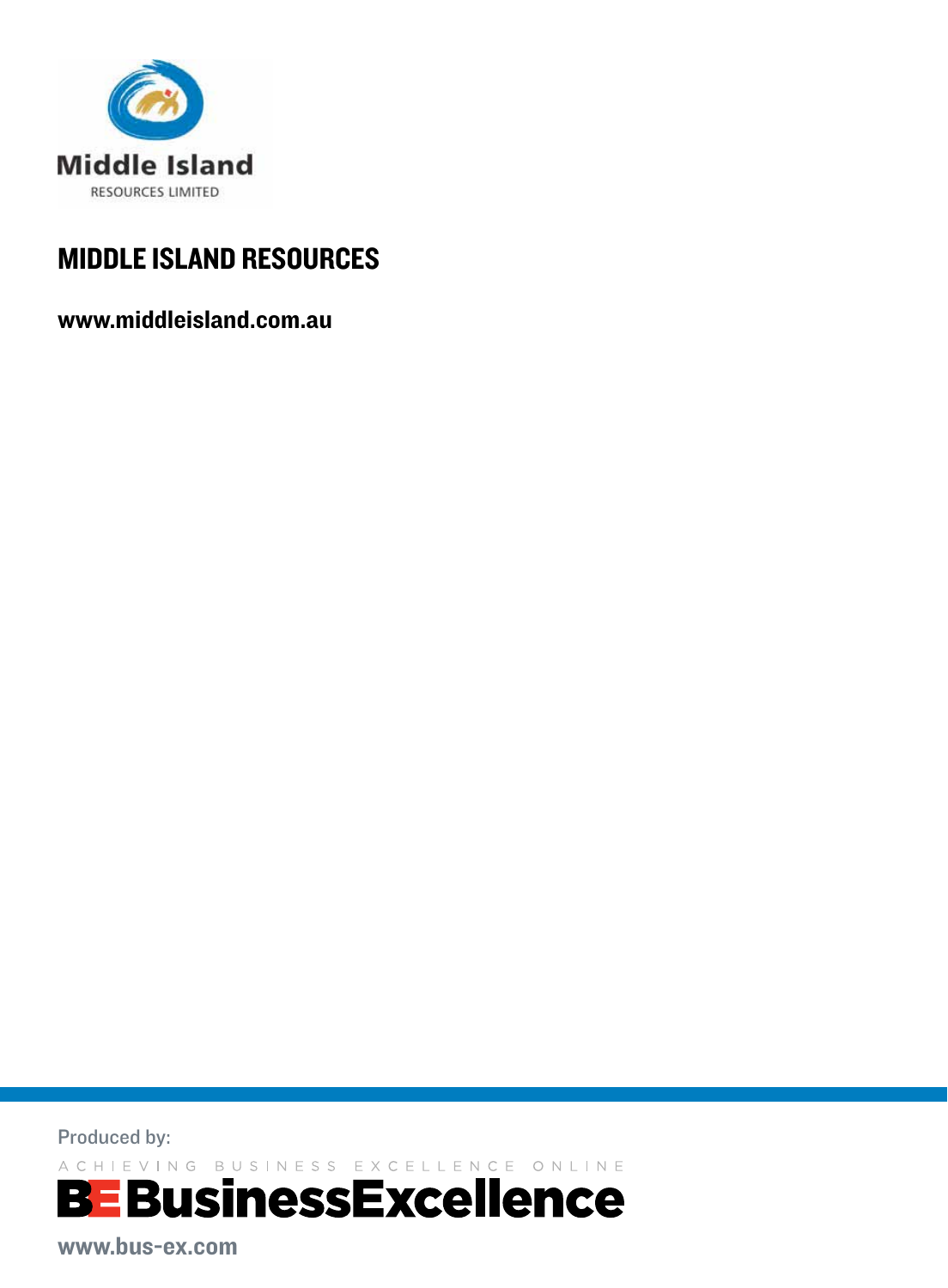Middle Island

RESOURCES LIMITED

## MIDDLE ISLAND RESOURCES

**www.middleisland.com.au**

Produced by:

ACHIEVING BUSINESS EXCELLENCE ONLINE

**BE BusinessExcellence**

**www.bus-ex.com**